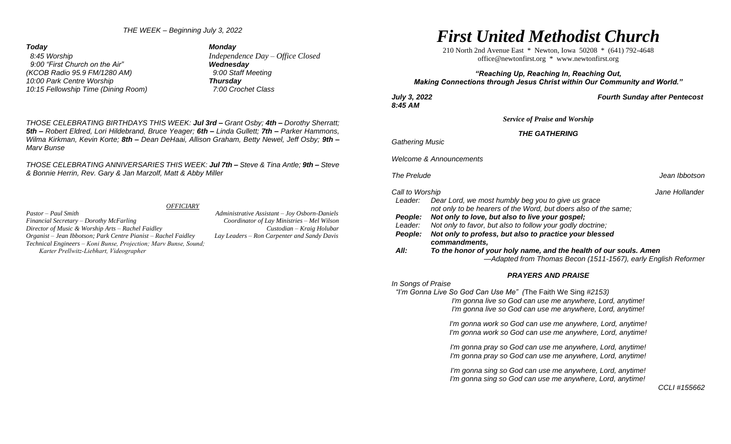*THE WEEK – Beginning July 3, 2022*

***Today***
*8:45 Worship*
*9:00 "First Church on the Air"*
*(KCOB Radio 95.9 FM/1280 AM)*
*10:00 Park Centre Worship*
*10:15 Fellowship Time (Dining Room)*

***Monday***
*Independence Day – Office Closed*

***Wednesday***
*9:00 Staff Meeting*

***Thursday***
*7:00 Crochet Class*

*THOSE CELEBRATING BIRTHDAYS THIS WEEK:* ***Jul 3rd –*** *Grant Osby;* ***4th –*** *Dorothy Sherratt;* ***5th –*** *Robert Eldred, Lori Hildebrand, Bruce Yeager;* ***6th –*** *Linda Gullett;* ***7th –*** *Parker Hammons, Wilma Kirkman, Kevin Korte;* ***8th –*** *Dean DeHaai, Allison Graham, Betty Newel, Jeff Osby;* ***9th –*** *Marv Bunse*

*THOSE CELEBRATING ANNIVERSARIES THIS WEEK:* ***Jul 7th –*** *Steve & Tina Antle;* ***9th –*** *Steve & Bonnie Herrin, Rev. Gary & Jan Marzolf, Matt & Abby Miller*

*OFFICIARY*

*Pastor – Paul Smith*
*Financial Secretary – Dorothy McFarling*
*Director of Music & Worship Arts – Rachel Faidley*
*Organist – Jean Ibbotson; Park Centre Pianist – Rachel Faidley*
*Technical Engineers – Koni Bunse, Projection; Marv Bunse, Sound; Karter Prellwitz-Liebhart, Videographer*
*Administrative Assistant – Joy Osborn-Daniels*
*Coordinator of Lay Ministries – Mel Wilson*
*Custodian – Kraig Holubar*
*Lay Leaders – Ron Carpenter and Sandy Davis*

# *First United Methodist Church*

210 North 2nd Avenue East * Newton, Iowa 50208 * (641) 792-4648
office@newtonfirst.org * www.newtonfirst.org

***"Reaching Up, Reaching In, Reaching Out,***
***Making Connections through Jesus Christ within Our Community and World."***

***July 3, 2022*** ***Fourth Sunday after Pentecost***
***8:45 AM***

***Service of Praise and Worship***

***THE GATHERING***

*Gathering Music*

*Welcome & Announcements*

*The Prelude* *Jean Ibbotson*

*Call to Worship* *Jane Hollander*

*Leader:* *Dear Lord, we most humbly beg you to give us grace not only to be hearers of the Word, but doers also of the same;*
***People:*** ***Not only to love, but also to live your gospel;***
*Leader:* *Not only to favor, but also to follow your godly doctrine;*
***People:*** ***Not only to profess, but also to practice your blessed commandments,***
***All:*** ***To the honor of your holy name, and the health of our souls. Amen***
*—Adapted from Thomas Becon (1511-1567), early English Reformer*

***PRAYERS AND PRAISE***

*In Songs of Praise*
*"I'm Gonna Live So God Can Use Me" (*The Faith We Sing *#2153)*

*I'm gonna live so God can use me anywhere, Lord, anytime!*
*I'm gonna live so God can use me anywhere, Lord, anytime!*

*I'm gonna work so God can use me anywhere, Lord, anytime!*
*I'm gonna work so God can use me anywhere, Lord, anytime!*

*I'm gonna pray so God can use me anywhere, Lord, anytime!*
*I'm gonna pray so God can use me anywhere, Lord, anytime!*

*I'm gonna sing so God can use me anywhere, Lord, anytime!*
*I'm gonna sing so God can use me anywhere, Lord, anytime!*

*CCLI #155662*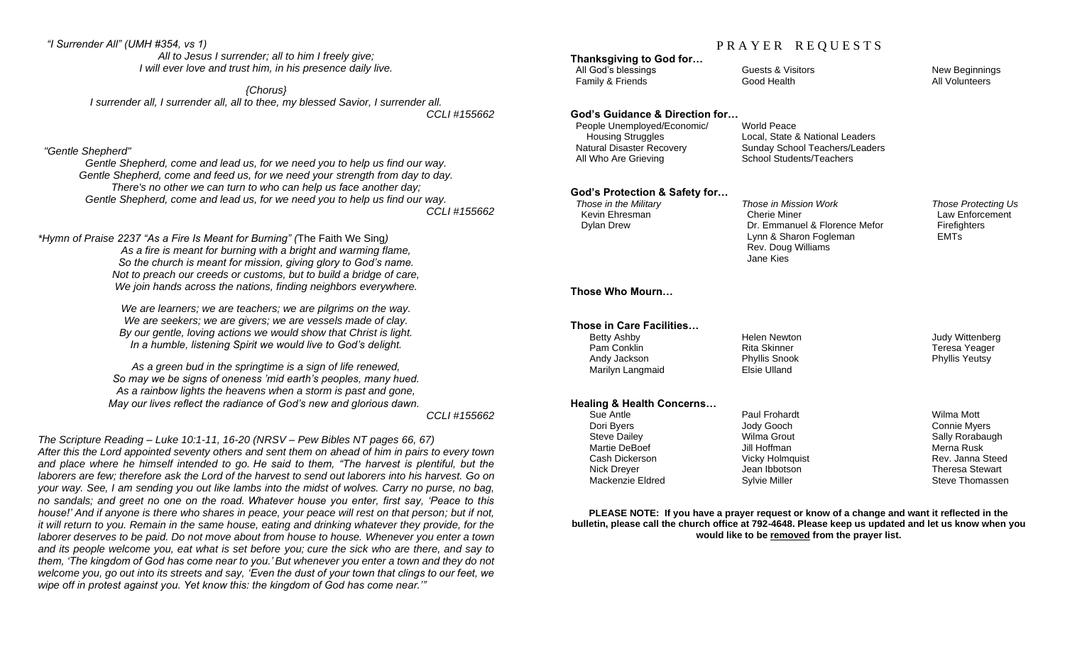*"I Surrender All" (UMH #354, vs 1)*

*All to Jesus I surrender; all to him I freely give;*
*I will ever love and trust him, in his presence daily live.*

*{Chorus}*
*I surrender all, I surrender all, all to thee, my blessed Savior, I surrender all.*

*CCLI #155662*

*"Gentle Shepherd"*

*Gentle Shepherd, come and lead us, for we need you to help us find our way.*
*Gentle Shepherd, come and feed us, for we need your strength from day to day.*
*There's no other we can turn to who can help us face another day;*
*Gentle Shepherd, come and lead us, for we need you to help us find our way.*

*CCLI #155662*

*\*Hymn of Praise 2237 "As a Fire Is Meant for Burning" (*The Faith We Sing*)*

*As a fire is meant for burning with a bright and warming flame,*
*So the church is meant for mission, giving glory to God's name.*
*Not to preach our creeds or customs, but to build a bridge of care,*
*We join hands across the nations, finding neighbors everywhere.*

*We are learners; we are teachers; we are pilgrims on the way.*
*We are seekers; we are givers; we are vessels made of clay.*
*By our gentle, loving actions we would show that Christ is light.*
*In a humble, listening Spirit we would live to God's delight.*

*As a green bud in the springtime is a sign of life renewed,*
*So may we be signs of oneness 'mid earth's peoples, many hued.*
*As a rainbow lights the heavens when a storm is past and gone,*
*May our lives reflect the radiance of God's new and glorious dawn.*

*CCLI #155662*

*The Scripture Reading – Luke 10:1-11, 16-20 (NRSV – Pew Bibles NT pages 66, 67)*

*After this the Lord appointed seventy others and sent them on ahead of him in pairs to every town and place where he himself intended to go. He said to them, "The harvest is plentiful, but the laborers are few; therefore ask the Lord of the harvest to send out laborers into his harvest. Go on your way. See, I am sending you out like lambs into the midst of wolves. Carry no purse, no bag, no sandals; and greet no one on the road. Whatever house you enter, first say, 'Peace to this house!' And if anyone is there who shares in peace, your peace will rest on that person; but if not, it will return to you. Remain in the same house, eating and drinking whatever they provide, for the laborer deserves to be paid. Do not move about from house to house. Whenever you enter a town and its people welcome you, eat what is set before you; cure the sick who are there, and say to them, 'The kingdom of God has come near to you.' But whenever you enter a town and they do not welcome you, go out into its streets and say, 'Even the dust of your town that clings to our feet, we wipe off in protest against you. Yet know this: the kingdom of God has come near.'"*

# PRAYER REQUESTS

**Thanksgiving to God for…**

All God's blessings, Family & Friends, Guests & Visitors, Good Health, New Beginnings, All Volunteers

**God's Guidance & Direction for…**

People Unemployed/Economic/Housing Struggles, Natural Disaster Recovery, All Who Are Grieving, World Peace, Local, State & National Leaders, Sunday School Teachers/Leaders, School Students/Teachers

**God's Protection & Safety for…**

*Those in the Military*
Kevin Ehresman
Dylan Drew

*Those in Mission Work*
Cherie Miner
Dr. Emmanuel & Florence Mefor
Lynn & Sharon Fogleman
Rev. Doug Williams
Jane Kies

*Those Protecting Us*
Law Enforcement
Firefighters
EMTs

**Those Who Mourn…**

**Those in Care Facilities…**

Betty Ashby, Pam Conklin, Andy Jackson, Marilyn Langmaid, Helen Newton, Rita Skinner, Phyllis Snook, Elsie Ulland, Judy Wittenberg, Teresa Yeager, Phyllis Yeutsy

**Healing & Health Concerns…**

Sue Antle, Dori Byers, Steve Dailey, Martie DeBoef, Cash Dickerson, Nick Dreyer, Mackenzie Eldred, Paul Frohardt, Jody Gooch, Wilma Grout, Jill Hoffman, Vicky Holmquist, Jean Ibbotson, Sylvie Miller, Wilma Mott, Connie Myers, Sally Rorabaugh, Merna Rusk, Rev. Janna Steed, Theresa Stewart, Steve Thomassen

**PLEASE NOTE: If you have a prayer request or know of a change and want it reflected in the bulletin, please call the church office at 792-4648. Please keep us updated and let us know when you would like to be removed from the prayer list.**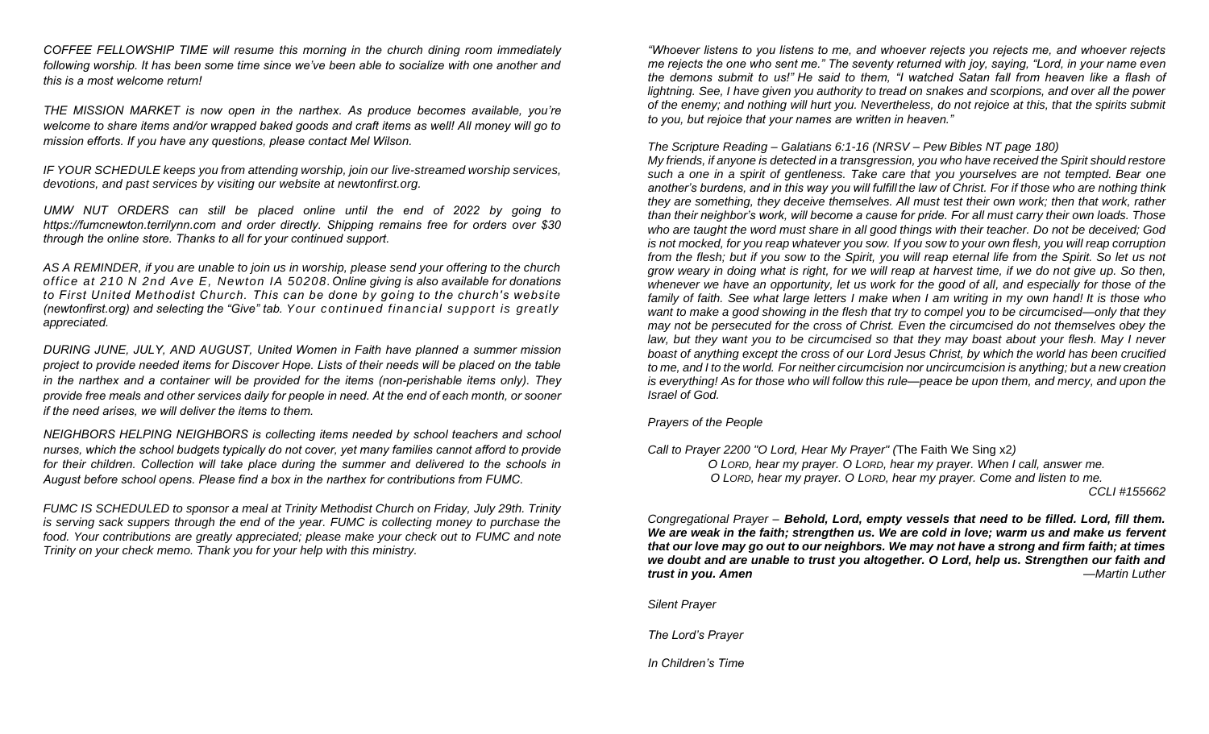*COFFEE FELLOWSHIP TIME will resume this morning in the church dining room immediately following worship. It has been some time since we've been able to socialize with one another and this is a most welcome return!*

*THE MISSION MARKET is now open in the narthex. As produce becomes available, you're welcome to share items and/or wrapped baked goods and craft items as well! All money will go to mission efforts. If you have any questions, please contact Mel Wilson.*

*IF YOUR SCHEDULE keeps you from attending worship, join our live-streamed worship services, devotions, and past services by visiting our website at newtonfirst.org.*

*UMW NUT ORDERS can still be placed online until the end of 2022 by going to https://fumcnewton.terrilynn.com and order directly. Shipping remains free for orders over $30 through the online store. Thanks to all for your continued support.*

*AS A REMINDER, if you are unable to join us in worship, please send your offering to the church office at 210 N 2nd Ave E, Newton IA 50208. Online giving is also available for donations to First United Methodist Church. This can be done by going to the church's website (newtonfirst.org) and selecting the "Give" tab. Your continued financial support is greatly appreciated.*

*DURING JUNE, JULY, AND AUGUST, United Women in Faith have planned a summer mission project to provide needed items for Discover Hope. Lists of their needs will be placed on the table in the narthex and a container will be provided for the items (non-perishable items only). They provide free meals and other services daily for people in need. At the end of each month, or sooner if the need arises, we will deliver the items to them.*

*NEIGHBORS HELPING NEIGHBORS is collecting items needed by school teachers and school nurses, which the school budgets typically do not cover, yet many families cannot afford to provide for their children. Collection will take place during the summer and delivered to the schools in August before school opens. Please find a box in the narthex for contributions from FUMC.*

*FUMC IS SCHEDULED to sponsor a meal at Trinity Methodist Church on Friday, July 29th. Trinity is serving sack suppers through the end of the year. FUMC is collecting money to purchase the food. Your contributions are greatly appreciated; please make your check out to FUMC and note Trinity on your check memo. Thank you for your help with this ministry.*

*"Whoever listens to you listens to me, and whoever rejects you rejects me, and whoever rejects me rejects the one who sent me." The seventy returned with joy, saying, "Lord, in your name even the demons submit to us!" He said to them, "I watched Satan fall from heaven like a flash of lightning. See, I have given you authority to tread on snakes and scorpions, and over all the power of the enemy; and nothing will hurt you. Nevertheless, do not rejoice at this, that the spirits submit to you, but rejoice that your names are written in heaven."*

*The Scripture Reading – Galatians 6:1-16 (NRSV – Pew Bibles NT page 180)*

*My friends, if anyone is detected in a transgression, you who have received the Spirit should restore such a one in a spirit of gentleness. Take care that you yourselves are not tempted. Bear one another's burdens, and in this way you will fulfill the law of Christ. For if those who are nothing think they are something, they deceive themselves. All must test their own work; then that work, rather than their neighbor's work, will become a cause for pride. For all must carry their own loads. Those who are taught the word must share in all good things with their teacher. Do not be deceived; God is not mocked, for you reap whatever you sow. If you sow to your own flesh, you will reap corruption from the flesh; but if you sow to the Spirit, you will reap eternal life from the Spirit. So let us not grow weary in doing what is right, for we will reap at harvest time, if we do not give up. So then, whenever we have an opportunity, let us work for the good of all, and especially for those of the family of faith. See what large letters I make when I am writing in my own hand! It is those who want to make a good showing in the flesh that try to compel you to be circumcised—only that they may not be persecuted for the cross of Christ. Even the circumcised do not themselves obey the law, but they want you to be circumcised so that they may boast about your flesh. May I never boast of anything except the cross of our Lord Jesus Christ, by which the world has been crucified to me, and I to the world. For neither circumcision nor uncircumcision is anything; but a new creation is everything! As for those who will follow this rule—peace be upon them, and mercy, and upon the Israel of God.*

*Prayers of the People*

*Call to Prayer 2200 "O Lord, Hear My Prayer" (*The Faith We Sing x2*)*

*O Lord, hear my prayer. O Lord, hear my prayer. When I call, answer me.*
*O Lord, hear my prayer. O Lord, hear my prayer. Come and listen to me.*

*CCLI #155662*

*Congregational Prayer –* ***Behold, Lord, empty vessels that need to be filled. Lord, fill them. We are weak in the faith; strengthen us. We are cold in love; warm us and make us fervent that our love may go out to our neighbors. We may not have a strong and firm faith; at times we doubt and are unable to trust you altogether. O Lord, help us. Strengthen our faith and trust in you. Amen*** *—Martin Luther*

*Silent Prayer*

*The Lord's Prayer*

*In Children's Time*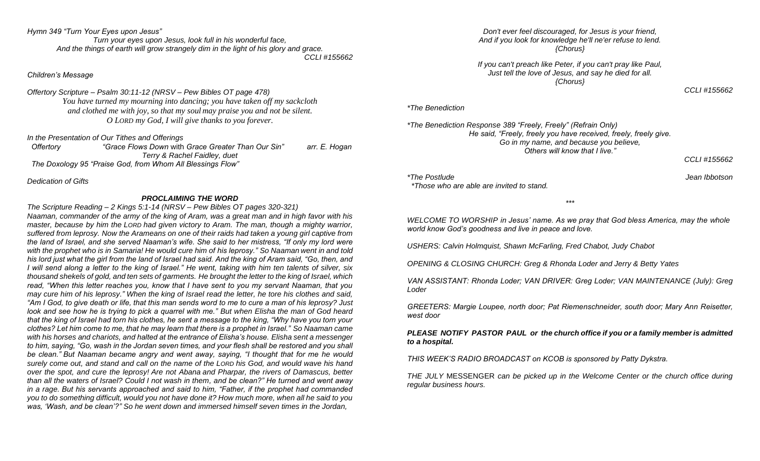*Hymn 349 "Turn Your Eyes upon Jesus"*

*Turn your eyes upon Jesus, look full in his wonderful face,*
*And the things of earth will grow strangely dim in the light of his glory and grace.*

*CCLI #155662*

*Children's Message*

*Offertory Scripture – Psalm 30:11-12 (NRSV – Pew Bibles OT page 478)*

*You have turned my mourning into dancing; you have taken off my sackcloth*
*and clothed me with joy, so that my soul may praise you and not be silent.*
*O LORD my God, I will give thanks to you forever.*

*In the Presentation of Our Tithes and Offerings*

*Offertory* — *"Grace Flows Down* with *Grace Greater Than Our Sin"* — *arr. E. Hogan*
*Terry & Rachel Faidley, duet*

*The Doxology 95 "Praise God, from Whom All Blessings Flow"*

*Dedication of Gifts*

## *PROCLAIMING THE WORD*

*The Scripture Reading – 2 Kings 5:1-14 (NRSV – Pew Bibles OT pages 320-321)*

*Naaman, commander of the army of the king of Aram, was a great man and in high favor with his master, because by him the LORD had given victory to Aram. The man, though a mighty warrior, suffered from leprosy. Now the Arameans on one of their raids had taken a young girl captive from the land of Israel, and she served Naaman's wife. She said to her mistress, "If only my lord were with the prophet who is in Samaria! He would cure him of his leprosy." So Naaman went in and told his lord just what the girl from the land of Israel had said. And the king of Aram said, "Go, then, and I will send along a letter to the king of Israel." He went, taking with him ten talents of silver, six thousand shekels of gold, and ten sets of garments. He brought the letter to the king of Israel, which read, "When this letter reaches you, know that I have sent to you my servant Naaman, that you may cure him of his leprosy." When the king of Israel read the letter, he tore his clothes and said, "Am I God, to give death or life, that this man sends word to me to cure a man of his leprosy? Just look and see how he is trying to pick a quarrel with me." But when Elisha the man of God heard that the king of Israel had torn his clothes, he sent a message to the king, "Why have you torn your clothes? Let him come to me, that he may learn that there is a prophet in Israel." So Naaman came with his horses and chariots, and halted at the entrance of Elisha's house. Elisha sent a messenger to him, saying, "Go, wash in the Jordan seven times, and your flesh shall be restored and you shall be clean." But Naaman became angry and went away, saying, "I thought that for me he would surely come out, and stand and call on the name of the LORD his God, and would wave his hand over the spot, and cure the leprosy! Are not Abana and Pharpar, the rivers of Damascus, better than all the waters of Israel? Could I not wash in them, and be clean?" He turned and went away in a rage. But his servants approached and said to him, "Father, if the prophet had commanded you to do something difficult, would you not have done it? How much more, when all he said to you was, 'Wash, and be clean'?" So he went down and immersed himself seven times in the Jordan,*

*Don't ever feel discouraged, for Jesus is your friend,*
*And if you look for knowledge he'll ne'er refuse to lend.*
*{Chorus}*

*If you can't preach like Peter, if you can't pray like Paul,*
*Just tell the love of Jesus, and say he died for all.*
*{Chorus}*

*CCLI #155662*

*\*The Benediction*

*\*The Benediction Response 389 "Freely, Freely" (Refrain Only)*

*He said, "Freely, freely you have received, freely, freely give.*
*Go in my name, and because you believe,*
*Others will know that I live."*

*CCLI #155662*

*\*The Postlude* — *Jean Ibbotson*

*\*Those who are able are invited to stand.*

\*\*\*

*WELCOME TO WORSHIP in Jesus' name. As we pray that God bless America, may the whole world know God's goodness and live in peace and love.*

*USHERS: Calvin Holmquist, Shawn McFarling, Fred Chabot, Judy Chabot*

*OPENING & CLOSING CHURCH: Greg & Rhonda Loder and Jerry & Betty Yates*

*VAN ASSISTANT: Rhonda Loder; VAN DRIVER: Greg Loder; VAN MAINTENANCE (July): Greg Loder*

*GREETERS: Margie Loupee, north door; Pat Riemenschneider, south door; Mary Ann Reisetter, west door*

***PLEASE NOTIFY PASTOR PAUL or the church office if you or a family member is admitted to a hospital.***

*THIS WEEK'S RADIO BROADCAST on KCOB is sponsored by Patty Dykstra.*

*THE JULY* MESSENGER *can be picked up in the Welcome Center or the church office during regular business hours.*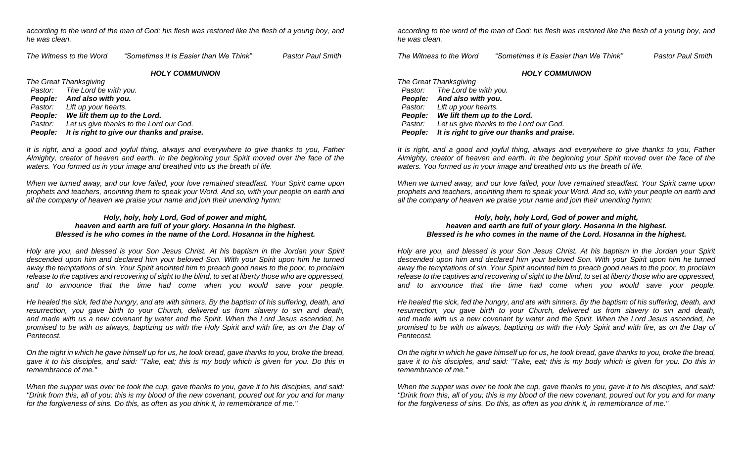*according to the word of the man of God; his flesh was restored like the flesh of a young boy, and he was clean.*

*The Witness to the Word* *"Sometimes It Is Easier than We Think"* *Pastor Paul Smith*

### ***HOLY COMMUNION***

*The Great Thanksgiving*

*Pastor:* *The Lord be with you.*
***People:*** ***And also with you.***
*Pastor:* *Lift up your hearts.*
***People:*** ***We lift them up to the Lord.***
*Pastor:* *Let us give thanks to the Lord our God.*
***People:*** ***It is right to give our thanks and praise.***

*It is right, and a good and joyful thing, always and everywhere to give thanks to you, Father Almighty, creator of heaven and earth. In the beginning your Spirit moved over the face of the waters. You formed us in your image and breathed into us the breath of life.*

*When we turned away, and our love failed, your love remained steadfast. Your Spirit came upon prophets and teachers, anointing them to speak your Word. And so, with your people on earth and all the company of heaven we praise your name and join their unending hymn:*

***Holy, holy, holy Lord, God of power and might,***
***heaven and earth are full of your glory. Hosanna in the highest.***
***Blessed is he who comes in the name of the Lord. Hosanna in the highest.***

*Holy are you, and blessed is your Son Jesus Christ. At his baptism in the Jordan your Spirit descended upon him and declared him your beloved Son. With your Spirit upon him he turned away the temptations of sin. Your Spirit anointed him to preach good news to the poor, to proclaim release to the captives and recovering of sight to the blind, to set at liberty those who are oppressed, and to announce that the time had come when you would save your people.*

*He healed the sick, fed the hungry, and ate with sinners. By the baptism of his suffering, death, and resurrection, you gave birth to your Church, delivered us from slavery to sin and death, and made with us a new covenant by water and the Spirit. When the Lord Jesus ascended, he promised to be with us always, baptizing us with the Holy Spirit and with fire, as on the Day of Pentecost.*

*On the night in which he gave himself up for us, he took bread, gave thanks to you, broke the bread, gave it to his disciples, and said: "Take, eat; this is my body which is given for you. Do this in remembrance of me."*

*When the supper was over he took the cup, gave thanks to you, gave it to his disciples, and said: "Drink from this, all of you; this is my blood of the new covenant, poured out for you and for many for the forgiveness of sins. Do this, as often as you drink it, in remembrance of me."*

*according to the word of the man of God; his flesh was restored like the flesh of a young boy, and he was clean.*

*The Witness to the Word* *"Sometimes It Is Easier than We Think"* *Pastor Paul Smith*

### ***HOLY COMMUNION***

*The Great Thanksgiving*

*Pastor:* *The Lord be with you.*
***People:*** ***And also with you.***
*Pastor:* *Lift up your hearts.*
***People:*** ***We lift them up to the Lord.***
*Pastor:* *Let us give thanks to the Lord our God.*
***People:*** ***It is right to give our thanks and praise.***

*It is right, and a good and joyful thing, always and everywhere to give thanks to you, Father Almighty, creator of heaven and earth. In the beginning your Spirit moved over the face of the waters. You formed us in your image and breathed into us the breath of life.*

*When we turned away, and our love failed, your love remained steadfast. Your Spirit came upon prophets and teachers, anointing them to speak your Word. And so, with your people on earth and all the company of heaven we praise your name and join their unending hymn:*

***Holy, holy, holy Lord, God of power and might,***
***heaven and earth are full of your glory. Hosanna in the highest.***
***Blessed is he who comes in the name of the Lord. Hosanna in the highest.***

*Holy are you, and blessed is your Son Jesus Christ. At his baptism in the Jordan your Spirit descended upon him and declared him your beloved Son. With your Spirit upon him he turned away the temptations of sin. Your Spirit anointed him to preach good news to the poor, to proclaim release to the captives and recovering of sight to the blind, to set at liberty those who are oppressed, and to announce that the time had come when you would save your people.*

*He healed the sick, fed the hungry, and ate with sinners. By the baptism of his suffering, death, and resurrection, you gave birth to your Church, delivered us from slavery to sin and death, and made with us a new covenant by water and the Spirit. When the Lord Jesus ascended, he promised to be with us always, baptizing us with the Holy Spirit and with fire, as on the Day of Pentecost.*

*On the night in which he gave himself up for us, he took bread, gave thanks to you, broke the bread, gave it to his disciples, and said: "Take, eat; this is my body which is given for you. Do this in remembrance of me."*

*When the supper was over he took the cup, gave thanks to you, gave it to his disciples, and said: "Drink from this, all of you; this is my blood of the new covenant, poured out for you and for many for the forgiveness of sins. Do this, as often as you drink it, in remembrance of me."*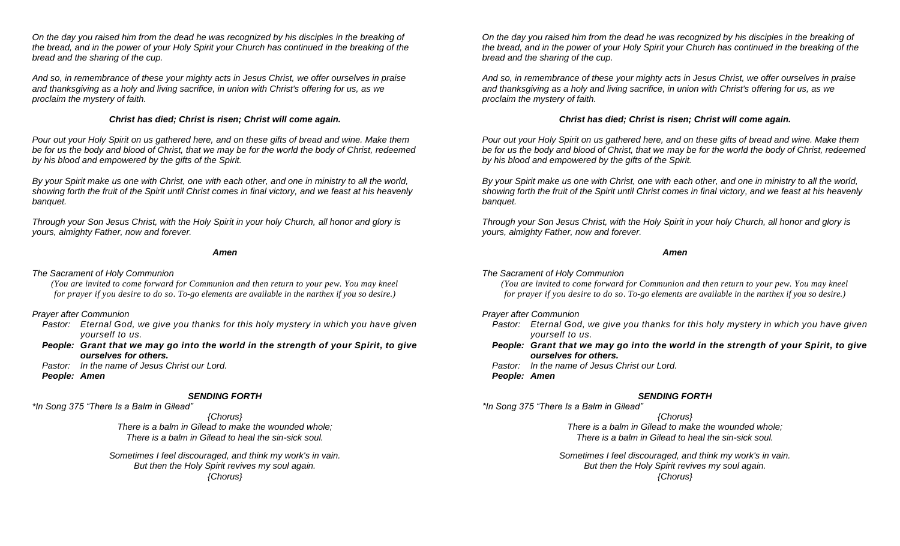*On the day you raised him from the dead he was recognized by his disciples in the breaking of the bread, and in the power of your Holy Spirit your Church has continued in the breaking of the bread and the sharing of the cup.*

*And so, in remembrance of these your mighty acts in Jesus Christ, we offer ourselves in praise and thanksgiving as a holy and living sacrifice, in union with Christ's offering for us, as we proclaim the mystery of faith.*

***Christ has died; Christ is risen; Christ will come again.***

*Pour out your Holy Spirit on us gathered here, and on these gifts of bread and wine. Make them be for us the body and blood of Christ, that we may be for the world the body of Christ, redeemed by his blood and empowered by the gifts of the Spirit.*

*By your Spirit make us one with Christ, one with each other, and one in ministry to all the world, showing forth the fruit of the Spirit until Christ comes in final victory, and we feast at his heavenly banquet.*

*Through your Son Jesus Christ, with the Holy Spirit in your holy Church, all honor and glory is yours, almighty Father, now and forever.*

***Amen***

*The Sacrament of Holy Communion*

*(You are invited to come forward for Communion and then return to your pew. You may kneel for prayer if you desire to do so. To-go elements are available in the narthex if you so desire.)*

*Prayer after Communion*

*Pastor:* *Eternal God, we give you thanks for this holy mystery in which you have given yourself to us.*

***People:*** ***Grant that we may go into the world in the strength of your Spirit, to give ourselves for others.***

*Pastor:* *In the name of Jesus Christ our Lord.*

***People:*** ***Amen***

***SENDING FORTH***

*\*In Song 375 "There Is a Balm in Gilead"*

*{Chorus}*
*There is a balm in Gilead to make the wounded whole;*
*There is a balm in Gilead to heal the sin-sick soul.*

*Sometimes I feel discouraged, and think my work's in vain.*
*But then the Holy Spirit revives my soul again.*
*{Chorus}*

*On the day you raised him from the dead he was recognized by his disciples in the breaking of the bread, and in the power of your Holy Spirit your Church has continued in the breaking of the bread and the sharing of the cup.*

*And so, in remembrance of these your mighty acts in Jesus Christ, we offer ourselves in praise and thanksgiving as a holy and living sacrifice, in union with Christ's offering for us, as we proclaim the mystery of faith.*

***Christ has died; Christ is risen; Christ will come again.***

*Pour out your Holy Spirit on us gathered here, and on these gifts of bread and wine. Make them be for us the body and blood of Christ, that we may be for the world the body of Christ, redeemed by his blood and empowered by the gifts of the Spirit.*

*By your Spirit make us one with Christ, one with each other, and one in ministry to all the world, showing forth the fruit of the Spirit until Christ comes in final victory, and we feast at his heavenly banquet.*

*Through your Son Jesus Christ, with the Holy Spirit in your holy Church, all honor and glory is yours, almighty Father, now and forever.*

***Amen***

*The Sacrament of Holy Communion*

*(You are invited to come forward for Communion and then return to your pew. You may kneel for prayer if you desire to do so. To-go elements are available in the narthex if you so desire.)*

*Prayer after Communion*

*Pastor:* *Eternal God, we give you thanks for this holy mystery in which you have given yourself to us.*

***People:*** ***Grant that we may go into the world in the strength of your Spirit, to give ourselves for others.***

*Pastor:* *In the name of Jesus Christ our Lord.*

***People:*** ***Amen***

***SENDING FORTH***

*\*In Song 375 "There Is a Balm in Gilead"*

*{Chorus}*
*There is a balm in Gilead to make the wounded whole;*
*There is a balm in Gilead to heal the sin-sick soul.*

*Sometimes I feel discouraged, and think my work's in vain.*
*But then the Holy Spirit revives my soul again.*
*{Chorus}*